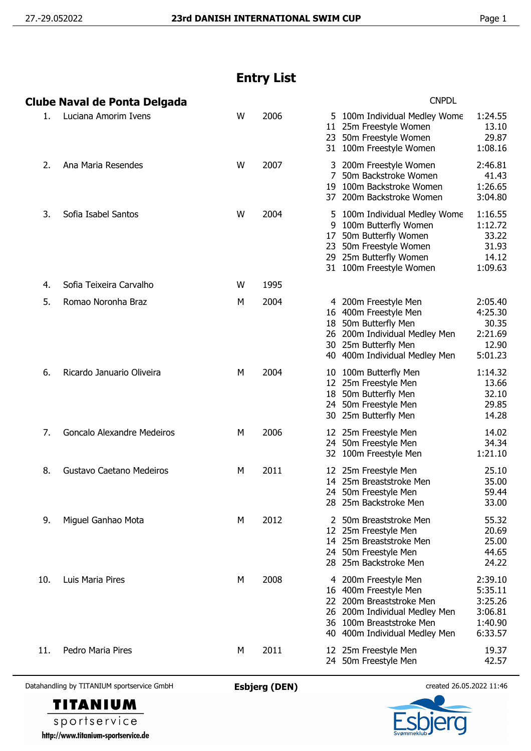# Entry List

## Clube Naval de Ponta Delgada

CNPDL

| No. | Name | Sex | Year | Event | Event Name | Time |
|---|---|---|---|---|---|---|
| 1. | Luciana Amorim Ivens | W | 2006 | 5 | 100m Individual Medley Wome | 1:24.55 |
| | | | | 11 | 25m Freestyle Women | 13.10 |
| | | | | 23 | 50m Freestyle Women | 29.87 |
| | | | | 31 | 100m Freestyle Women | 1:08.16 |
| 2. | Ana Maria Resendes | W | 2007 | 3 | 200m Freestyle Women | 2:46.81 |
| | | | | 7 | 50m Backstroke Women | 41.43 |
| | | | | 19 | 100m Backstroke Women | 1:26.65 |
| | | | | 37 | 200m Backstroke Women | 3:04.80 |
| 3. | Sofia Isabel Santos | W | 2004 | 5 | 100m Individual Medley Wome | 1:16.55 |
| | | | | 9 | 100m Butterfly Women | 1:12.72 |
| | | | | 17 | 50m Butterfly Women | 33.22 |
| | | | | 23 | 50m Freestyle Women | 31.93 |
| | | | | 29 | 25m Butterfly Women | 14.12 |
| | | | | 31 | 100m Freestyle Women | 1:09.63 |
| 4. | Sofia Teixeira Carvalho | W | 1995 | | | |
| 5. | Romao Noronha Braz | M | 2004 | 4 | 200m Freestyle Men | 2:05.40 |
| | | | | 16 | 400m Freestyle Men | 4:25.30 |
| | | | | 18 | 50m Butterfly Men | 30.35 |
| | | | | 26 | 200m Individual Medley Men | 2:21.69 |
| | | | | 30 | 25m Butterfly Men | 12.90 |
| | | | | 40 | 400m Individual Medley Men | 5:01.23 |
| 6. | Ricardo Januario Oliveira | M | 2004 | 10 | 100m Butterfly Men | 1:14.32 |
| | | | | 12 | 25m Freestyle Men | 13.66 |
| | | | | 18 | 50m Butterfly Men | 32.10 |
| | | | | 24 | 50m Freestyle Men | 29.85 |
| | | | | 30 | 25m Butterfly Men | 14.28 |
| 7. | Goncalo Alexandre Medeiros | M | 2006 | 12 | 25m Freestyle Men | 14.02 |
| | | | | 24 | 50m Freestyle Men | 34.34 |
| | | | | 32 | 100m Freestyle Men | 1:21.10 |
| 8. | Gustavo Caetano Medeiros | M | 2011 | 12 | 25m Freestyle Men | 25.10 |
| | | | | 14 | 25m Breaststroke Men | 35.00 |
| | | | | 24 | 50m Freestyle Men | 59.44 |
| | | | | 28 | 25m Backstroke Men | 33.00 |
| 9. | Miguel Ganhao Mota | M | 2012 | 2 | 50m Breaststroke Men | 55.32 |
| | | | | 12 | 25m Freestyle Men | 20.69 |
| | | | | 14 | 25m Breaststroke Men | 25.00 |
| | | | | 24 | 50m Freestyle Men | 44.65 |
| | | | | 28 | 25m Backstroke Men | 24.22 |
| 10. | Luis Maria Pires | M | 2008 | 4 | 200m Freestyle Men | 2:39.10 |
| | | | | 16 | 400m Freestyle Men | 5:35.11 |
| | | | | 22 | 200m Breaststroke Men | 3:25.26 |
| | | | | 26 | 200m Individual Medley Men | 3:06.81 |
| | | | | 36 | 100m Breaststroke Men | 1:40.90 |
| | | | | 40 | 400m Individual Medley Men | 6:33.57 |
| 11. | Pedro Maria Pires | M | 2011 | 12 | 25m Freestyle Men | 19.37 |
| | | | | 24 | 50m Freestyle Men | 42.57 |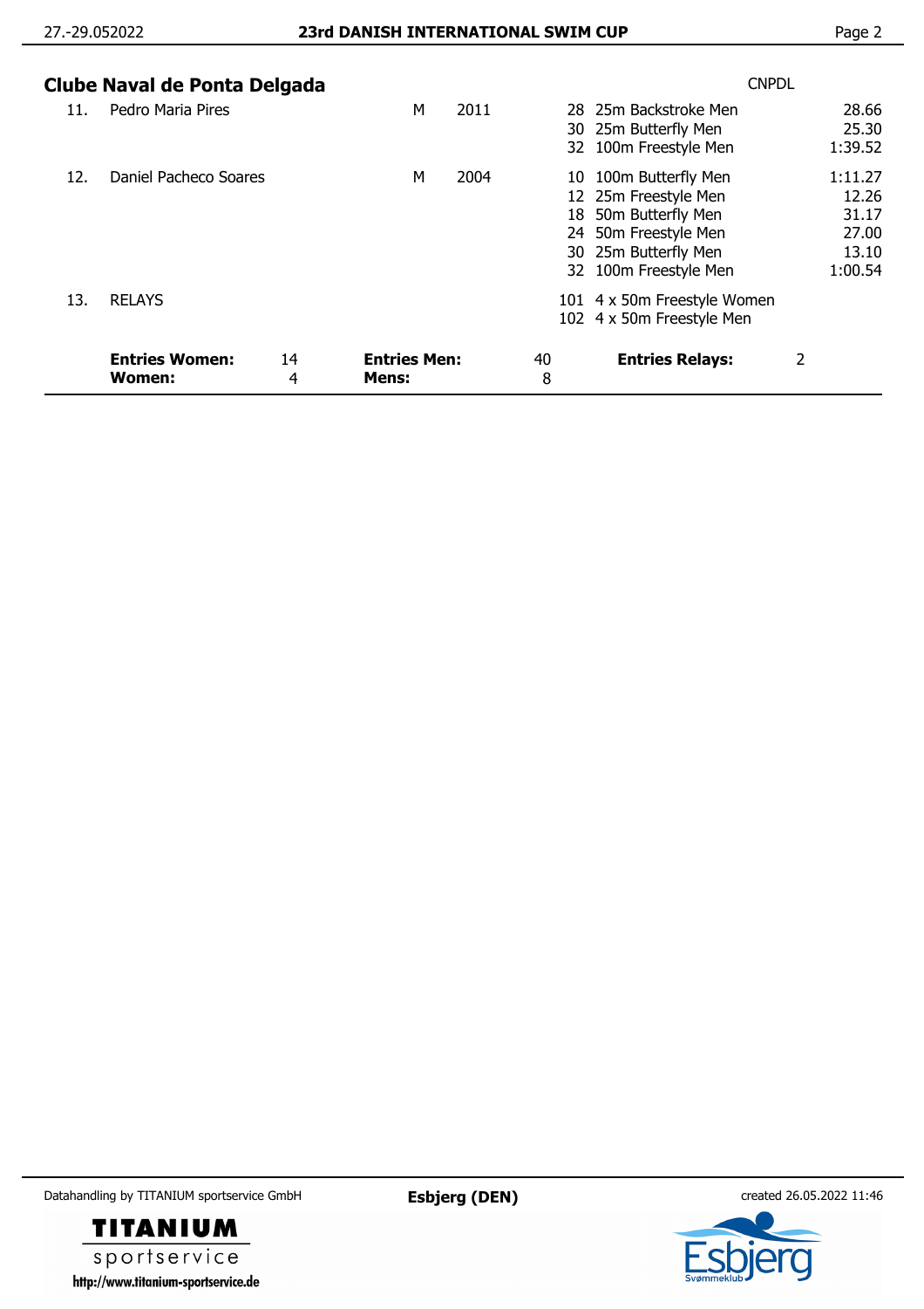## Clube Naval de Ponta Delgada

CNPDL

| | | | | | | |
|---|---|---|---|---|---|---|
| 11. | Pedro Maria Pires | M | 2011 | 28 | 25m Backstroke Men | 28.66 |
| | | | | 30 | 25m Butterfly Men | 25.30 |
| | | | | 32 | 100m Freestyle Men | 1:39.52 |
| 12. | Daniel Pacheco Soares | M | 2004 | 10 | 100m Butterfly Men | 1:11.27 |
| | | | | 12 | 25m Freestyle Men | 12.26 |
| | | | | 18 | 50m Butterfly Men | 31.17 |
| | | | | 24 | 50m Freestyle Men | 27.00 |
| | | | | 30 | 25m Butterfly Men | 13.10 |
| | | | | 32 | 100m Freestyle Men | 1:00.54 |
| 13. | RELAYS | | | 101 | 4 x 50m Freestyle Women | |
| | | | | 102 | 4 x 50m Freestyle Men | |

| | | | | | |
|---|---|---|---|---|---|
| **Entries Women:** | 14 | **Entries Men:** | 40 | **Entries Relays:** | 2 |
| **Women:** | 4 | **Mens:** | 8 | | |

Datahandling by TITANIUM sportservice GmbH

**Esbjerg (DEN)**

created 26.05.2022 11:46